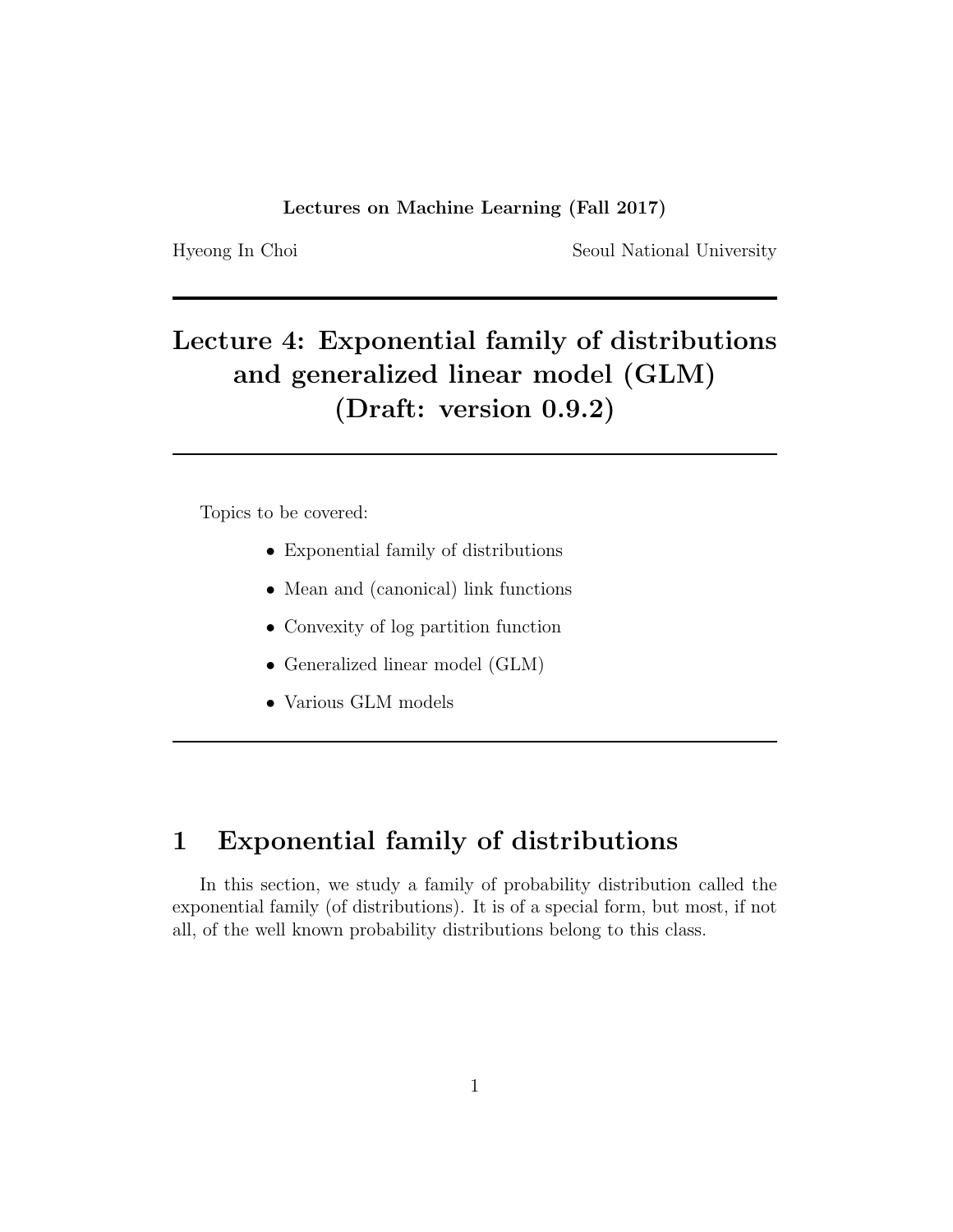**Lectures on Machine Learning (Fall 2017)**

Hyeong In Choi — Seoul National University

# Lecture 4: Exponential family of distributions and generalized linear model (GLM) (Draft: version 0.9.2)

Topics to be covered:

- Exponential family of distributions
- Mean and (canonical) link functions
- Convexity of log partition function
- Generalized linear model (GLM)
- Various GLM models

## 1 Exponential family of distributions

In this section, we study a family of probability distribution called the exponential family (of distributions). It is of a special form, but most, if not all, of the well known probability distributions belong to this class.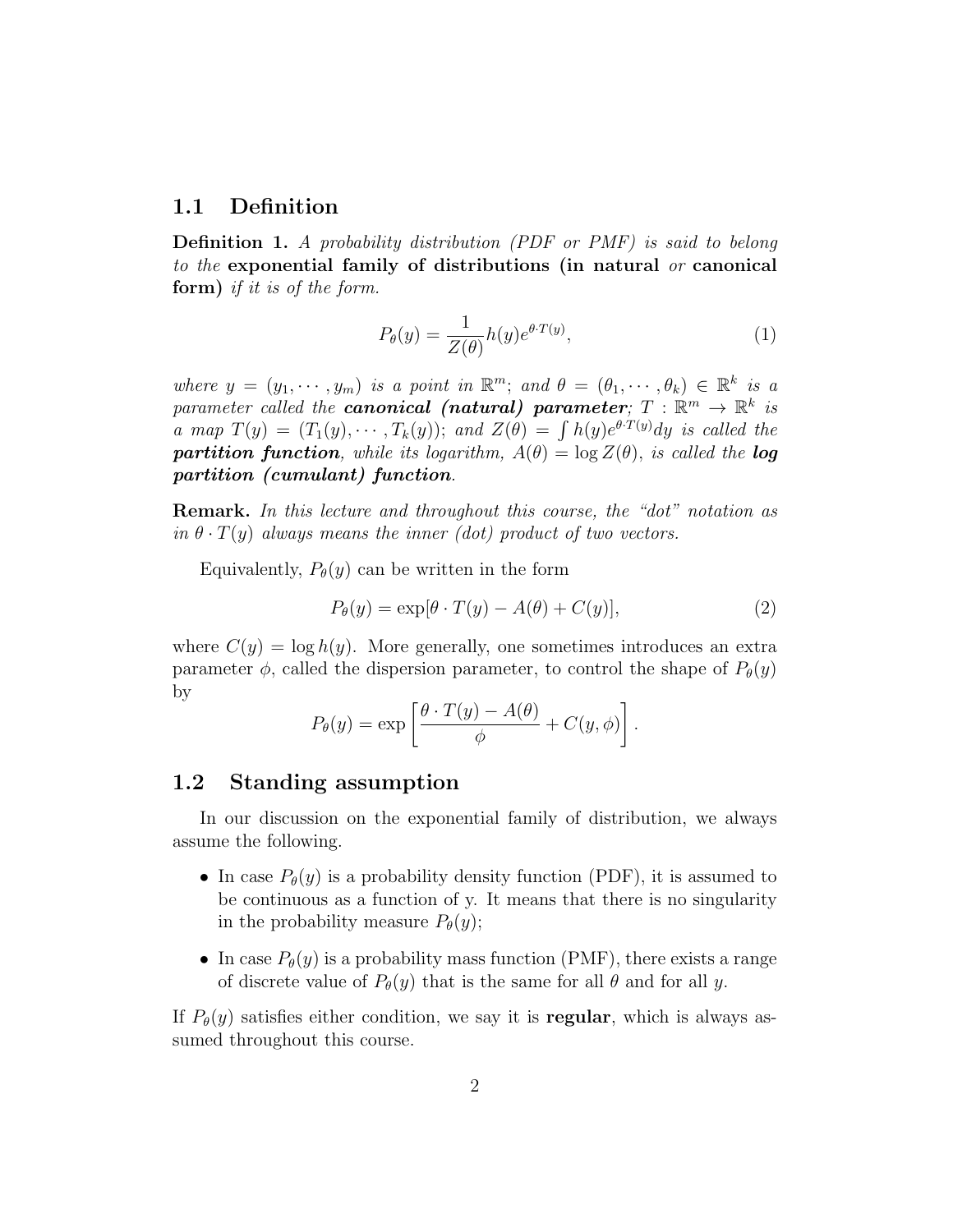## 1.1 Definition

**Definition 1.** *A probability distribution (PDF or PMF) is said to belong to the* **exponential family of distributions (in natural** *or* **canonical form)** *if it is of the form.*

$$P_\theta(y) = \frac{1}{Z(\theta)} h(y) e^{\theta \cdot T(y)}, \tag{1}$$

*where $y = (y_1, \cdots, y_m)$ is a point in $\mathbb{R}^m$; and $\theta = (\theta_1, \cdots, \theta_k) \in \mathbb{R}^k$ is a parameter called the* ***canonical (natural) parameter****; $T : \mathbb{R}^m \to \mathbb{R}^k$ is a map $T(y) = (T_1(y), \cdots, T_k(y))$; and $Z(\theta) = \int h(y) e^{\theta \cdot T(y)} dy$ is called the* ***partition function****, while its logarithm, $A(\theta) = \log Z(\theta)$, is called the* ***log partition (cumulant) function****.*

**Remark.** *In this lecture and throughout this course, the "dot" notation as in $\theta \cdot T(y)$ always means the inner (dot) product of two vectors.*

Equivalently, $P_\theta(y)$ can be written in the form

$$P_\theta(y) = \exp[\theta \cdot T(y) - A(\theta) + C(y)], \tag{2}$$

where $C(y) = \log h(y)$. More generally, one sometimes introduces an extra parameter $\phi$, called the dispersion parameter, to control the shape of $P_\theta(y)$ by

$$P_\theta(y) = \exp\left[\frac{\theta \cdot T(y) - A(\theta)}{\phi} + C(y, \phi)\right].$$

## 1.2 Standing assumption

In our discussion on the exponential family of distribution, we always assume the following.

- In case $P_\theta(y)$ is a probability density function (PDF), it is assumed to be continuous as a function of y. It means that there is no singularity in the probability measure $P_\theta(y)$;
- In case $P_\theta(y)$ is a probability mass function (PMF), there exists a range of discrete value of $P_\theta(y)$ that is the same for all $\theta$ and for all $y$.

If $P_\theta(y)$ satisfies either condition, we say it is **regular**, which is always assumed throughout this course.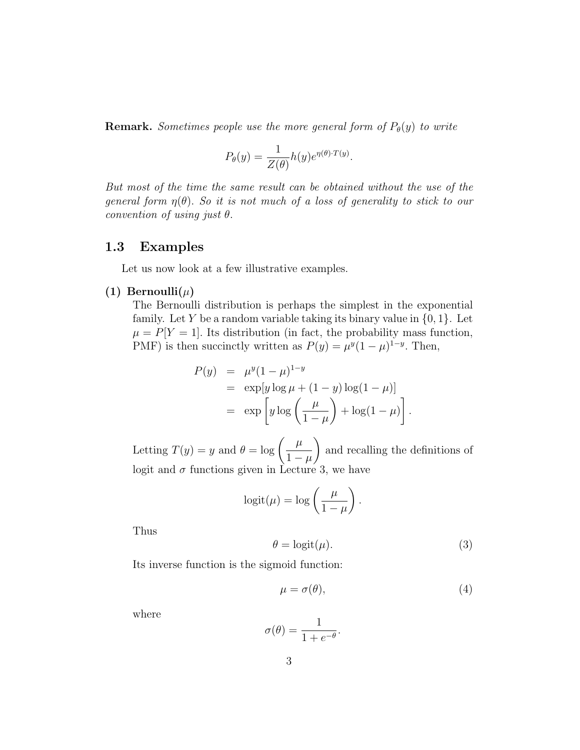**Remark.** *Sometimes people use the more general form of $P_\theta(y)$ to write*

$$P_\theta(y) = \frac{1}{Z(\theta)} h(y) e^{\eta(\theta) \cdot T(y)}.$$

*But most of the time the same result can be obtained without the use of the general form $\eta(\theta)$. So it is not much of a loss of generality to stick to our convention of using just $\theta$.*

## 1.3 Examples

Let us now look at a few illustrative examples.

**(1) Bernoulli($\mu$)**

The Bernoulli distribution is perhaps the simplest in the exponential family. Let $Y$ be a random variable taking its binary value in $\{0, 1\}$. Let $\mu = P[Y = 1]$. Its distribution (in fact, the probability mass function, PMF) is then succinctly written as $P(y) = \mu^y (1-\mu)^{1-y}$. Then,

$$\begin{aligned} P(y) &= \mu^y (1-\mu)^{1-y} \\ &= \exp[y \log \mu + (1-y)\log(1-\mu)] \\ &= \exp\left[ y \log\left(\frac{\mu}{1-\mu}\right) + \log(1-\mu) \right]. \end{aligned}$$

Letting $T(y) = y$ and $\theta = \log\left(\frac{\mu}{1-\mu}\right)$ and recalling the definitions of logit and $\sigma$ functions given in Lecture 3, we have

$$\text{logit}(\mu) = \log\left(\frac{\mu}{1-\mu}\right).$$

Thus

$$\theta = \text{logit}(\mu). \tag{3}$$

Its inverse function is the sigmoid function:

$$\mu = \sigma(\theta), \tag{4}$$

where

$$\sigma(\theta) = \frac{1}{1+e^{-\theta}}.$$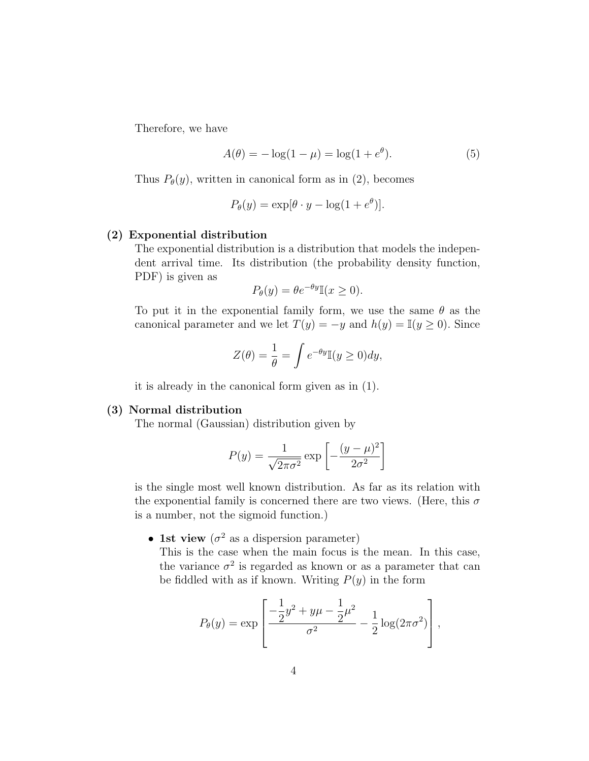Therefore, we have

$$A(\theta) = -\log(1-\mu) = \log(1+e^{\theta}). \tag{5}$$

Thus $P_\theta(y)$, written in canonical form as in (2), becomes

$$P_\theta(y) = \exp[\theta \cdot y - \log(1+e^{\theta})].$$

**(2) Exponential distribution**

The exponential distribution is a distribution that models the independent arrival time. Its distribution (the probability density function, PDF) is given as

$$P_\theta(y) = \theta e^{-\theta y} \mathbb{I}(x \geq 0).$$

To put it in the exponential family form, we use the same $\theta$ as the canonical parameter and we let $T(y) = -y$ and $h(y) = \mathbb{I}(y \geq 0)$. Since

$$Z(\theta) = \frac{1}{\theta} = \int e^{-\theta y} \mathbb{I}(y \geq 0) dy,$$

it is already in the canonical form given as in (1).

**(3) Normal distribution**

The normal (Gaussian) distribution given by

$$P(y) = \frac{1}{\sqrt{2\pi\sigma^2}} \exp\left[-\frac{(y-\mu)^2}{2\sigma^2}\right]$$

is the single most well known distribution. As far as its relation with the exponential family is concerned there are two views. (Here, this $\sigma$ is a number, not the sigmoid function.)

- **1st view** ($\sigma^2$ as a dispersion parameter)
  This is the case when the main focus is the mean. In this case, the variance $\sigma^2$ is regarded as known or as a parameter that can be fiddled with as if known. Writing $P(y)$ in the form

$$P_\theta(y) = \exp\left[\frac{-\frac{1}{2}y^2 + y\mu - \frac{1}{2}\mu^2}{\sigma^2} - \frac{1}{2}\log(2\pi\sigma^2)\right],$$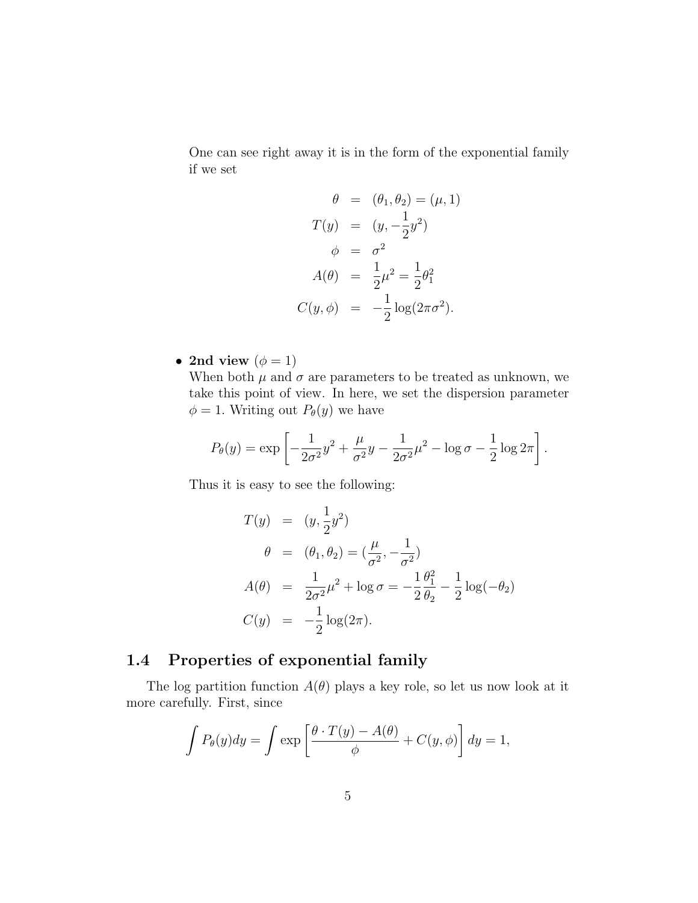One can see right away it is in the form of the exponential family if we set

$$
\begin{aligned}
\theta &= (\theta_1, \theta_2) = (\mu, 1) \\
T(y) &= (y, -\frac{1}{2}y^2) \\
\phi &= \sigma^2 \\
A(\theta) &= \frac{1}{2}\mu^2 = \frac{1}{2}\theta_1^2 \\
C(y, \phi) &= -\frac{1}{2}\log(2\pi\sigma^2).
\end{aligned}
$$

- **2nd view** ($\phi = 1$)
  When both $\mu$ and $\sigma$ are parameters to be treated as unknown, we take this point of view. In here, we set the dispersion parameter $\phi = 1$. Writing out $P_\theta(y)$ we have

$$
P_\theta(y) = \exp\left[-\frac{1}{2\sigma^2}y^2 + \frac{\mu}{\sigma^2}y - \frac{1}{2\sigma^2}\mu^2 - \log\sigma - \frac{1}{2}\log 2\pi\right].
$$

  Thus it is easy to see the following:

$$
\begin{aligned}
T(y) &= (y, \frac{1}{2}y^2) \\
\theta &= (\theta_1, \theta_2) = (\frac{\mu}{\sigma^2}, -\frac{1}{\sigma^2}) \\
A(\theta) &= \frac{1}{2\sigma^2}\mu^2 + \log\sigma = -\frac{1}{2}\frac{\theta_1^2}{\theta_2} - \frac{1}{2}\log(-\theta_2) \\
C(y) &= -\frac{1}{2}\log(2\pi).
\end{aligned}
$$

## 1.4 Properties of exponential family

The log partition function $A(\theta)$ plays a key role, so let us now look at it more carefully. First, since

$$
\int P_\theta(y)dy = \int \exp\left[\frac{\theta \cdot T(y) - A(\theta)}{\phi} + C(y, \phi)\right] dy = 1,
$$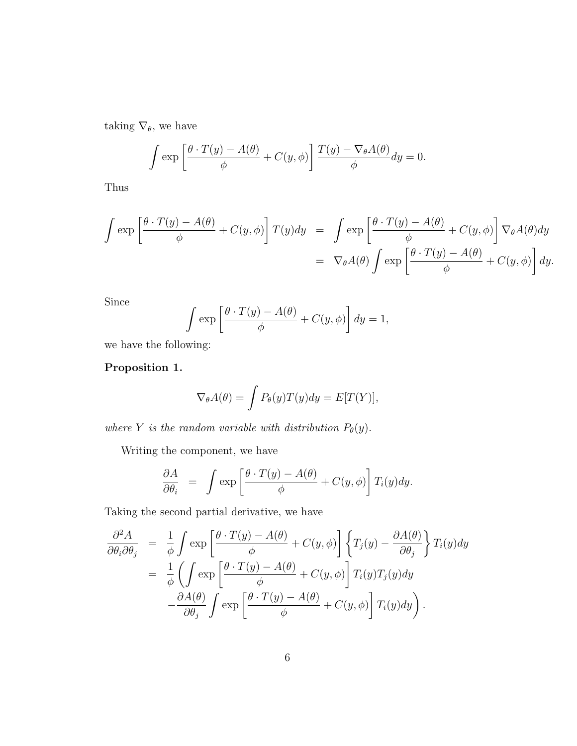taking $\nabla_\theta$, we have

$$\int \exp\left[\frac{\theta \cdot T(y) - A(\theta)}{\phi} + C(y,\phi)\right] \frac{T(y) - \nabla_\theta A(\theta)}{\phi} dy = 0.$$

Thus

$$\begin{aligned}
\int \exp\left[\frac{\theta \cdot T(y) - A(\theta)}{\phi} + C(y,\phi)\right] T(y) dy &= \int \exp\left[\frac{\theta \cdot T(y) - A(\theta)}{\phi} + C(y,\phi)\right] \nabla_\theta A(\theta) dy \\
&= \nabla_\theta A(\theta) \int \exp\left[\frac{\theta \cdot T(y) - A(\theta)}{\phi} + C(y,\phi)\right] dy.
\end{aligned}$$

Since

$$\int \exp\left[\frac{\theta \cdot T(y) - A(\theta)}{\phi} + C(y,\phi)\right] dy = 1,$$

we have the following:

**Proposition 1.**

$$\nabla_\theta A(\theta) = \int P_\theta(y) T(y) dy = E[T(Y)],$$

*where $Y$ is the random variable with distribution $P_\theta(y)$.*

Writing the component, we have

$$\frac{\partial A}{\partial \theta_i} = \int \exp\left[\frac{\theta \cdot T(y) - A(\theta)}{\phi} + C(y,\phi)\right] T_i(y) dy.$$

Taking the second partial derivative, we have

$$\begin{aligned}
\frac{\partial^2 A}{\partial \theta_i \partial \theta_j} &= \frac{1}{\phi} \int \exp\left[\frac{\theta \cdot T(y) - A(\theta)}{\phi} + C(y,\phi)\right] \left\{ T_j(y) - \frac{\partial A(\theta)}{\partial \theta_j} \right\} T_i(y) dy \\
&= \frac{1}{\phi} \left( \int \exp\left[\frac{\theta \cdot T(y) - A(\theta)}{\phi} + C(y,\phi)\right] T_i(y) T_j(y) dy \right. \\
&\quad \left. - \frac{\partial A(\theta)}{\partial \theta_j} \int \exp\left[\frac{\theta \cdot T(y) - A(\theta)}{\phi} + C(y,\phi)\right] T_i(y) dy \right).
\end{aligned}$$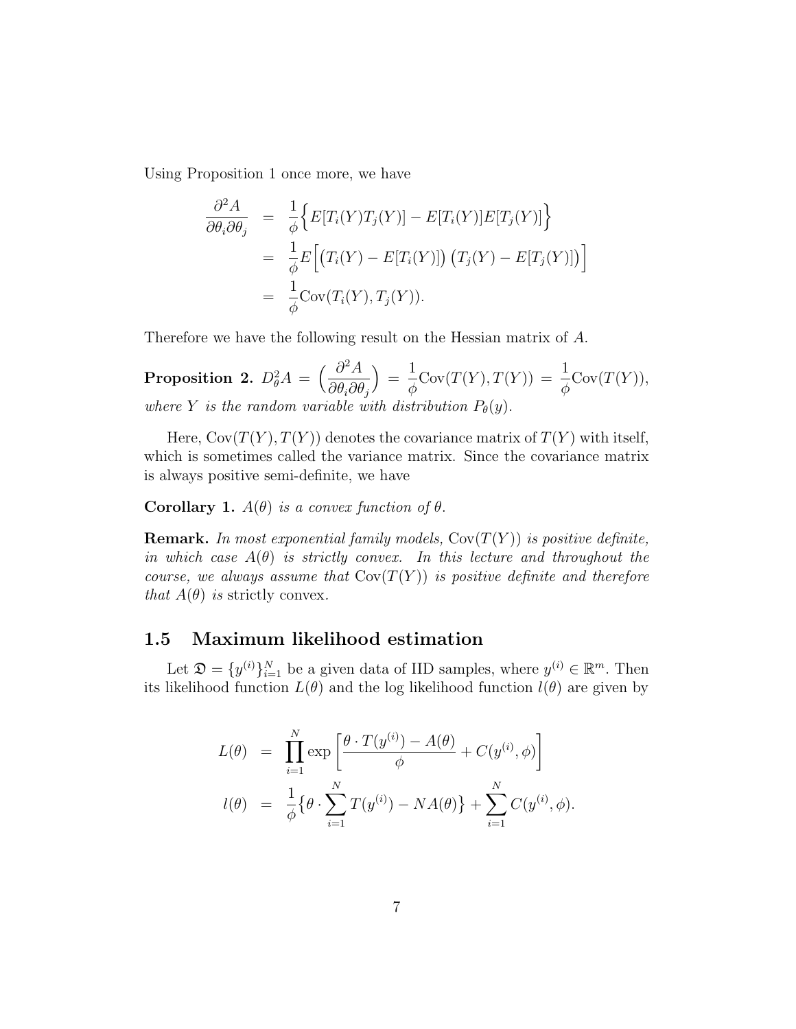Using Proposition 1 once more, we have

$$
\begin{aligned}
\frac{\partial^2 A}{\partial \theta_i \partial \theta_j} &= \frac{1}{\phi}\Big\{E[T_i(Y)T_j(Y)] - E[T_i(Y)]E[T_j(Y)]\Big\} \\
&= \frac{1}{\phi}E\Big[\big(T_i(Y) - E[T_i(Y)]\big)\big(T_j(Y) - E[T_j(Y)]\big)\Big] \\
&= \frac{1}{\phi}\text{Cov}(T_i(Y), T_j(Y)).
\end{aligned}
$$

Therefore we have the following result on the Hessian matrix of $A$.

**Proposition 2.** $D_\theta^2 A = \Big(\dfrac{\partial^2 A}{\partial \theta_i \partial \theta_j}\Big) = \dfrac{1}{\phi}\text{Cov}(T(Y), T(Y)) = \dfrac{1}{\phi}\text{Cov}(T(Y))$, *where $Y$ is the random variable with distribution $P_\theta(y)$.*

Here, $\text{Cov}(T(Y), T(Y))$ denotes the covariance matrix of $T(Y)$ with itself, which is sometimes called the variance matrix. Since the covariance matrix is always positive semi-definite, we have

**Corollary 1.** *$A(\theta)$ is a convex function of $\theta$.*

**Remark.** *In most exponential family models, $\text{Cov}(T(Y))$ is positive definite, in which case $A(\theta)$ is strictly convex. In this lecture and throughout the course, we always assume that $\text{Cov}(T(Y))$ is positive definite and therefore that $A(\theta)$ is* strictly convex.

## 1.5 Maximum likelihood estimation

Let $\mathfrak{D} = \{y^{(i)}\}_{i=1}^N$ be a given data of IID samples, where $y^{(i)} \in \mathbb{R}^m$. Then its likelihood function $L(\theta)$ and the log likelihood function $l(\theta)$ are given by

$$
\begin{aligned}
L(\theta) &= \prod_{i=1}^N \exp\left[\frac{\theta \cdot T(y^{(i)}) - A(\theta)}{\phi} + C(y^{(i)}, \phi)\right] \\
l(\theta) &= \frac{1}{\phi}\big\{\theta \cdot \sum_{i=1}^N T(y^{(i)}) - NA(\theta)\big\} + \sum_{i=1}^N C(y^{(i)}, \phi).
\end{aligned}
$$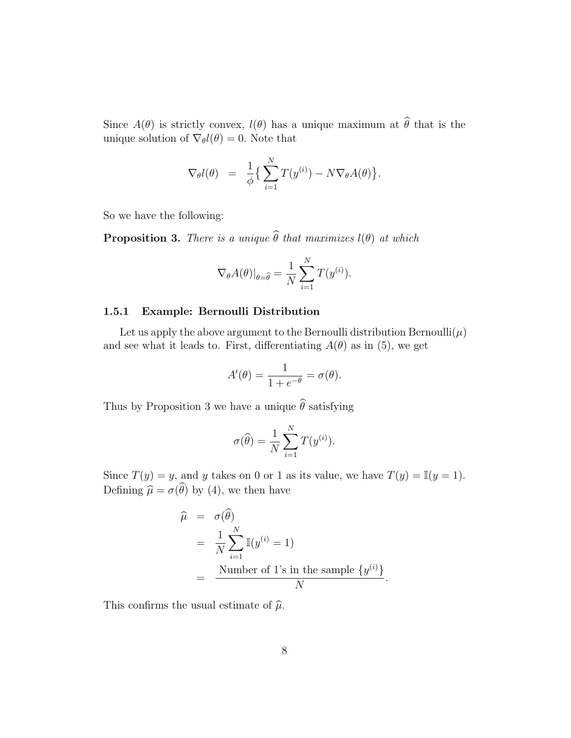Since $A(\theta)$ is strictly convex, $l(\theta)$ has a unique maximum at $\widehat{\theta}$ that is the unique solution of $\nabla_\theta l(\theta) = 0$. Note that

$$\nabla_\theta l(\theta) \;\; = \;\; \frac{1}{\phi}\big\{ \sum_{i=1}^{N} T(y^{(i)}) - N \nabla_\theta A(\theta) \big\}.$$

So we have the following:

**Proposition 3.** *There is a unique $\widehat{\theta}$ that maximizes $l(\theta)$ at which*

$$\nabla_\theta A(\theta)|_{\theta = \widehat{\theta}} = \frac{1}{N} \sum_{i=1}^{N} T(y^{(i)}).$$

### 1.5.1 Example: Bernoulli Distribution

Let us apply the above argument to the Bernoulli distribution Bernoulli($\mu$) and see what it leads to. First, differentiating $A(\theta)$ as in (5), we get

$$A'(\theta) = \frac{1}{1 + e^{-\theta}} = \sigma(\theta).$$

Thus by Proposition 3 we have a unique $\widehat{\theta}$ satisfying

$$\sigma(\widehat{\theta}) = \frac{1}{N} \sum_{i=1}^{N} T(y^{(i)}).$$

Since $T(y) = y$, and $y$ takes on 0 or 1 as its value, we have $T(y) = \mathbb{I}(y = 1)$. Defining $\widehat{\mu} = \sigma(\widehat{\theta})$ by (4), we then have

$$\begin{aligned}
\widehat{\mu} &= \sigma(\widehat{\theta}) \\
&= \frac{1}{N} \sum_{i=1}^{N} \mathbb{I}(y^{(i)} = 1) \\
&= \frac{\text{Number of 1's in the sample } \{y^{(i)}\}}{N}.
\end{aligned}$$

This confirms the usual estimate of $\widehat{\mu}$.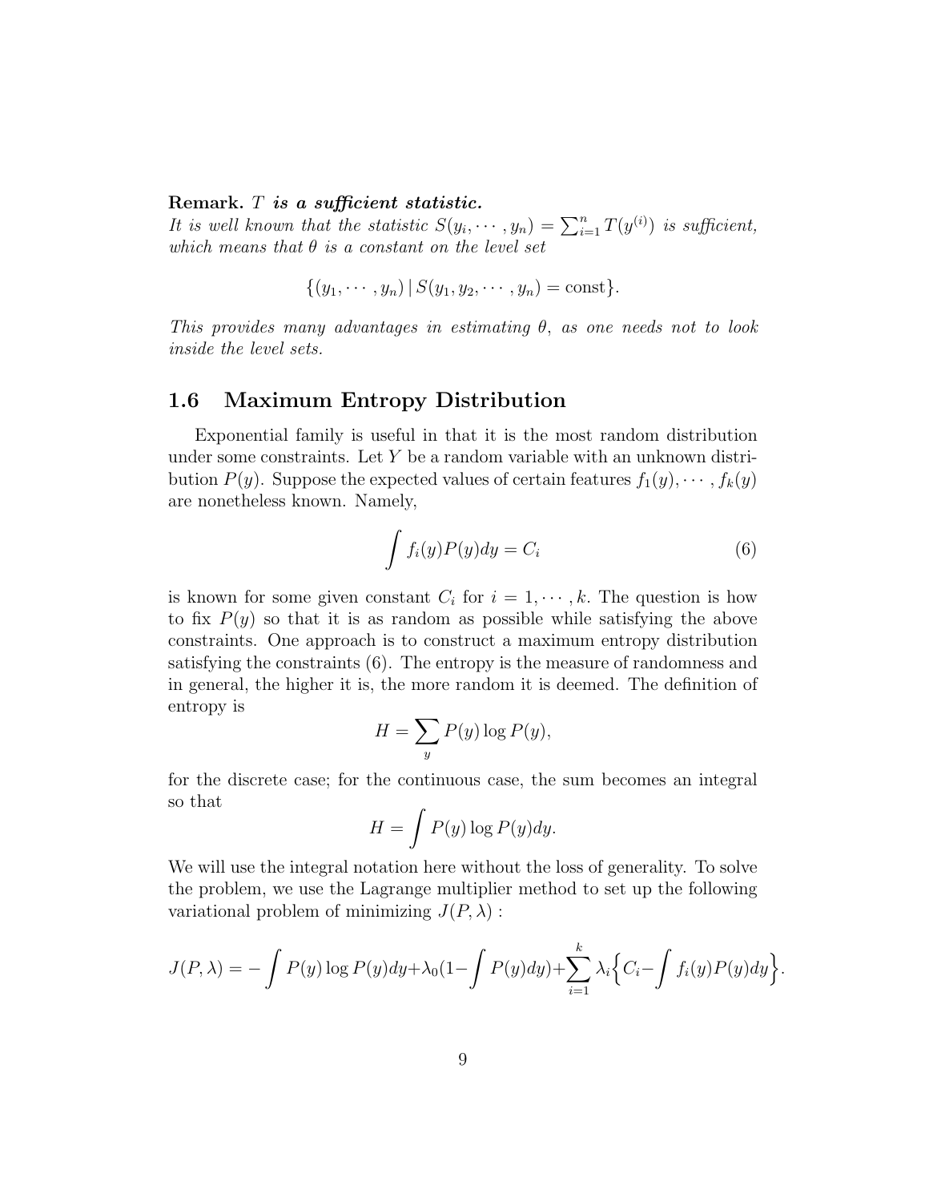**Remark.** $T$ ***is a sufficient statistic.***
*It is well known that the statistic* $S(y_i, \cdots, y_n) = \sum_{i=1}^n T(y^{(i)})$ *is sufficient, which means that* $\theta$ *is a constant on the level set*

$$\{(y_1, \cdots, y_n) \,|\, S(y_1, y_2, \cdots, y_n) = \text{const}\}.$$

*This provides many advantages in estimating* $\theta$*, as one needs not to look inside the level sets.*

## 1.6 Maximum Entropy Distribution

Exponential family is useful in that it is the most random distribution under some constraints. Let $Y$ be a random variable with an unknown distribution $P(y)$. Suppose the expected values of certain features $f_1(y), \cdots, f_k(y)$ are nonetheless known. Namely,

$$\int f_i(y)P(y)dy = C_i \tag{6}$$

is known for some given constant $C_i$ for $i = 1, \cdots, k$. The question is how to fix $P(y)$ so that it is as random as possible while satisfying the above constraints. One approach is to construct a maximum entropy distribution satisfying the constraints (6). The entropy is the measure of randomness and in general, the higher it is, the more random it is deemed. The definition of entropy is

$$H = \sum_y P(y) \log P(y),$$

for the discrete case; for the continuous case, the sum becomes an integral so that

$$H = \int P(y) \log P(y) dy.$$

We will use the integral notation here without the loss of generality. To solve the problem, we use the Lagrange multiplier method to set up the following variational problem of minimizing $J(P, \lambda)$ :

$$J(P, \lambda) = -\int P(y) \log P(y)dy + \lambda_0(1 - \int P(y)dy) + \sum_{i=1}^k \lambda_i \Big\{ C_i - \int f_i(y)P(y)dy \Big\}.$$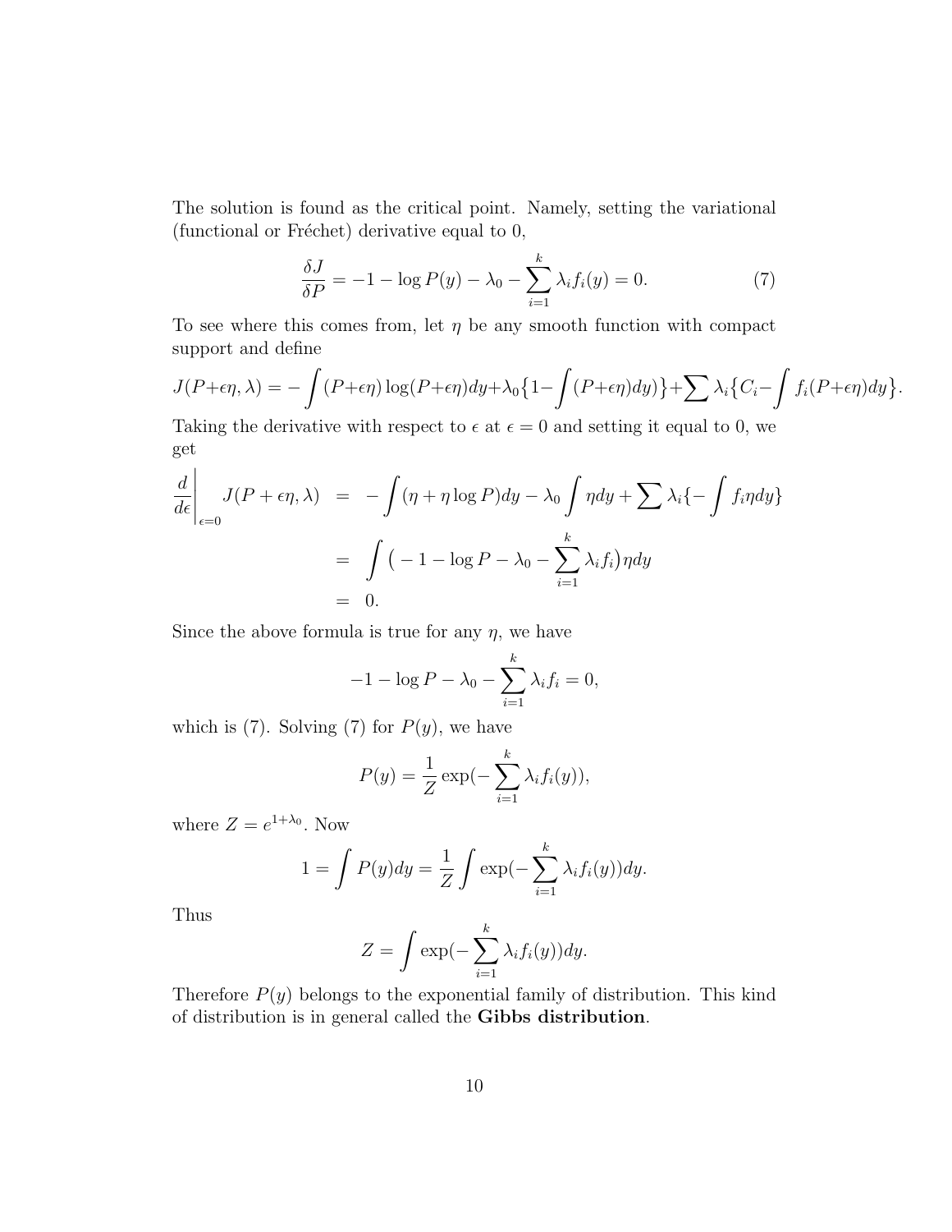The solution is found as the critical point. Namely, setting the variational (functional or Fréchet) derivative equal to 0,

$$\frac{\delta J}{\delta P} = -1 - \log P(y) - \lambda_0 - \sum_{i=1}^{k} \lambda_i f_i(y) = 0. \tag{7}$$

To see where this comes from, let $\eta$ be any smooth function with compact support and define

$$J(P+\epsilon\eta, \lambda) = -\int (P+\epsilon\eta)\log(P+\epsilon\eta)dy + \lambda_0\big\{1 - \int (P+\epsilon\eta)dy)\big\} + \sum \lambda_i \big\{C_i - \int f_i(P+\epsilon\eta)dy\big\}.$$

Taking the derivative with respect to $\epsilon$ at $\epsilon = 0$ and setting it equal to 0, we get

$$\begin{aligned}
\left.\frac{d}{d\epsilon}\right|_{\epsilon=0} J(P+\epsilon\eta, \lambda) &= -\int (\eta + \eta \log P)dy - \lambda_0 \int \eta dy + \sum \lambda_i \{-\int f_i \eta dy\} \\
&= \int \big(-1 - \log P - \lambda_0 - \sum_{i=1}^{k} \lambda_i f_i\big)\eta dy \\
&= 0.
\end{aligned}$$

Since the above formula is true for any $\eta$, we have

$$-1 - \log P - \lambda_0 - \sum_{i=1}^{k} \lambda_i f_i = 0,$$

which is (7). Solving (7) for $P(y)$, we have

$$P(y) = \frac{1}{Z}\exp(-\sum_{i=1}^{k} \lambda_i f_i(y)),$$

where $Z = e^{1+\lambda_0}$. Now

$$1 = \int P(y)dy = \frac{1}{Z}\int \exp(-\sum_{i=1}^{k} \lambda_i f_i(y))dy.$$

Thus

$$Z = \int \exp(-\sum_{i=1}^{k} \lambda_i f_i(y))dy.$$

Therefore $P(y)$ belongs to the exponential family of distribution. This kind of distribution is in general called the **Gibbs distribution**.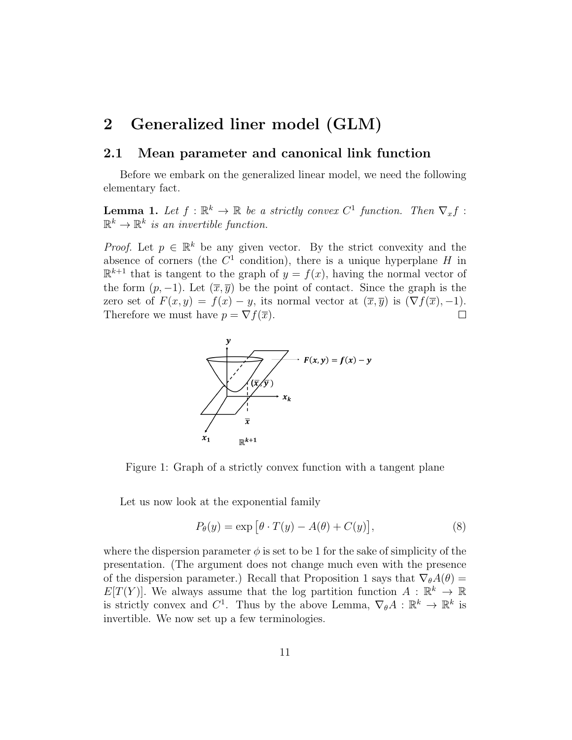# 2 Generalized liner model (GLM)

## 2.1 Mean parameter and canonical link function

Before we embark on the generalized linear model, we need the following elementary fact.

**Lemma 1.** *Let $f : \mathbb{R}^k \to \mathbb{R}$ be a strictly convex $C^1$ function. Then $\nabla_x f : \mathbb{R}^k \to \mathbb{R}^k$ is an invertible function.*

*Proof.* Let $p \in \mathbb{R}^k$ be any given vector. By the strict convexity and the absence of corners (the $C^1$ condition), there is a unique hyperplane $H$ in $\mathbb{R}^{k+1}$ that is tangent to the graph of $y = f(x)$, having the normal vector of the form $(p, -1)$. Let $(\overline{x}, \overline{y})$ be the point of contact. Since the graph is the zero set of $F(x, y) = f(x) - y$, its normal vector at $(\overline{x}, \overline{y})$ is $(\nabla f(\overline{x}), -1)$. Therefore we must have $p = \nabla f(\overline{x})$. □

Figure 1: Graph of a strictly convex function with a tangent plane

Let us now look at the exponential family

$$P_\theta(y) = \exp\left[\theta \cdot T(y) - A(\theta) + C(y)\right], \tag{8}$$

where the dispersion parameter $\phi$ is set to be 1 for the sake of simplicity of the presentation. (The argument does not change much even with the presence of the dispersion parameter.) Recall that Proposition 1 says that $\nabla_\theta A(\theta) = E[T(Y)]$. We always assume that the log partition function $A : \mathbb{R}^k \to \mathbb{R}$ is strictly convex and $C^1$. Thus by the above Lemma, $\nabla_\theta A : \mathbb{R}^k \to \mathbb{R}^k$ is invertible. We now set up a few terminologies.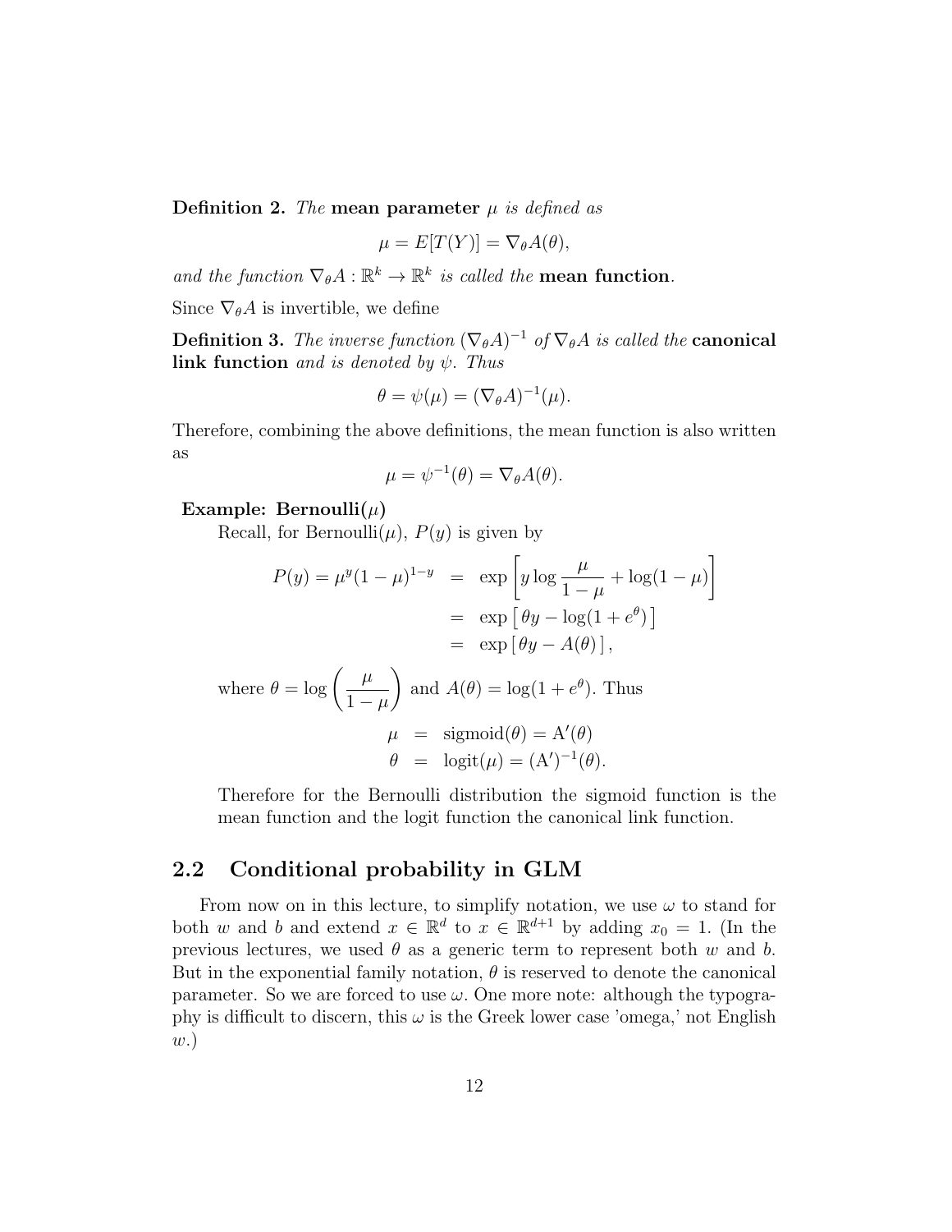**Definition 2.** *The* **mean parameter** $\mu$ *is defined as*

$$\mu = E[T(Y)] = \nabla_\theta A(\theta),$$

*and the function* $\nabla_\theta A : \mathbb{R}^k \to \mathbb{R}^k$ *is called the* **mean function**.

Since $\nabla_\theta A$ is invertible, we define

**Definition 3.** *The inverse function* $(\nabla_\theta A)^{-1}$ *of* $\nabla_\theta A$ *is called the* **canonical link function** *and is denoted by* $\psi$. *Thus*

$$\theta = \psi(\mu) = (\nabla_\theta A)^{-1}(\mu).$$

Therefore, combining the above definitions, the mean function is also written as

$$\mu = \psi^{-1}(\theta) = \nabla_\theta A(\theta).$$

**Example: Bernoulli($\mu$)**

Recall, for Bernoulli($\mu$), $P(y)$ is given by

$$\begin{aligned}
P(y) = \mu^y(1-\mu)^{1-y} &= \exp\left[y \log \frac{\mu}{1-\mu} + \log(1-\mu)\right] \\
&= \exp\left[\,\theta y - \log(1+e^\theta)\,\right] \\
&= \exp\left[\,\theta y - A(\theta)\,\right],
\end{aligned}$$

where $\theta = \log\left(\dfrac{\mu}{1-\mu}\right)$ and $A(\theta) = \log(1+e^\theta)$. Thus

$$\begin{aligned}
\mu &= \text{sigmoid}(\theta) = \mathrm{A}'(\theta) \\
\theta &= \text{logit}(\mu) = (\mathrm{A}')^{-1}(\theta).
\end{aligned}$$

Therefore for the Bernoulli distribution the sigmoid function is the mean function and the logit function the canonical link function.

## 2.2 Conditional probability in GLM

From now on in this lecture, to simplify notation, we use $\omega$ to stand for both $w$ and $b$ and extend $x \in \mathbb{R}^d$ to $x \in \mathbb{R}^{d+1}$ by adding $x_0 = 1$. (In the previous lectures, we used $\theta$ as a generic term to represent both $w$ and $b$. But in the exponential family notation, $\theta$ is reserved to denote the canonical parameter. So we are forced to use $\omega$. One more note: although the typography is difficult to discern, this $\omega$ is the Greek lower case 'omega,' not English $w$.)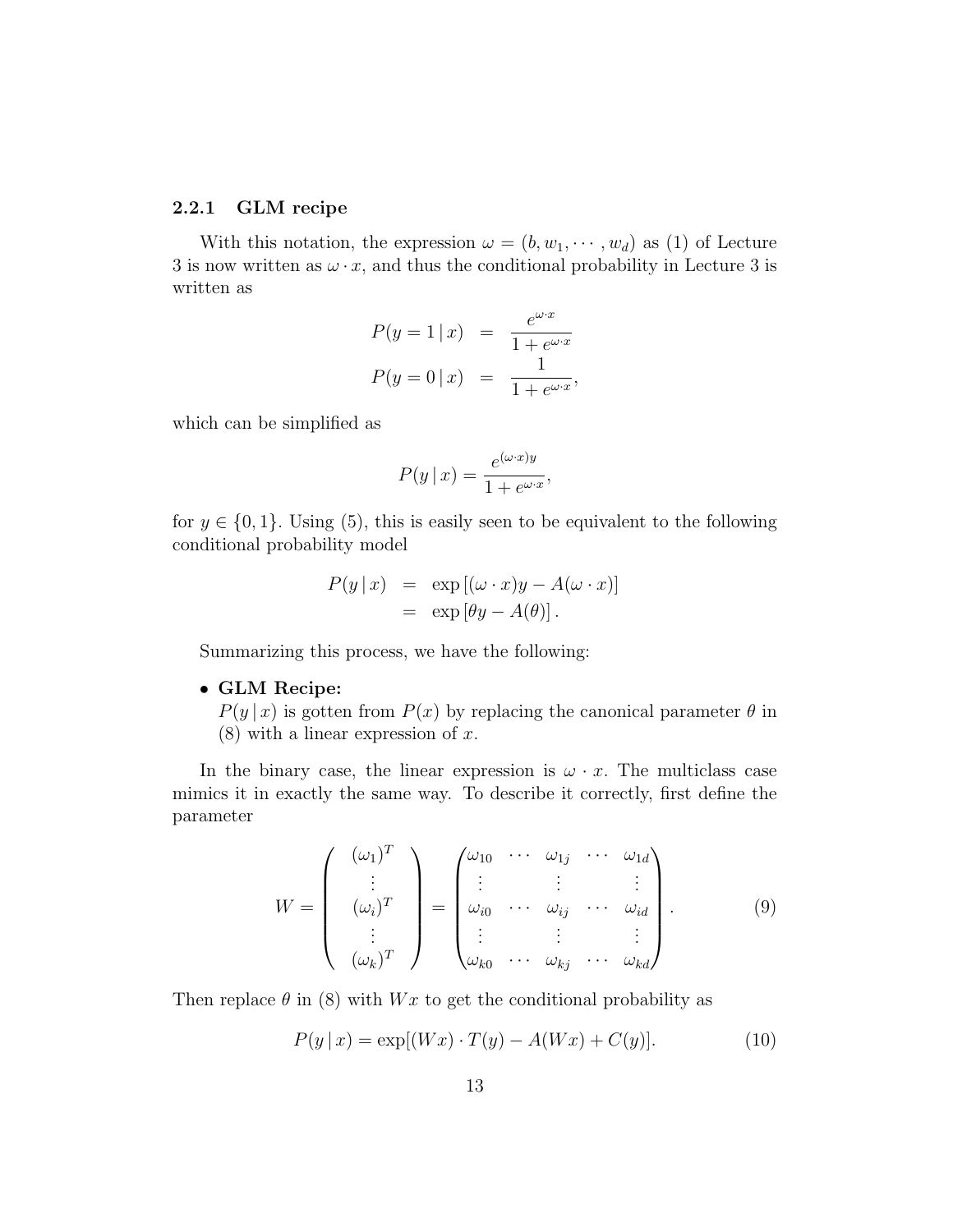### 2.2.1 GLM recipe

With this notation, the expression $\omega = (b, w_1, \cdots, w_d)$ as (1) of Lecture 3 is now written as $\omega \cdot x$, and thus the conditional probability in Lecture 3 is written as

$$
\begin{aligned}
P(y = 1 \,|\, x) &= \frac{e^{\omega \cdot x}}{1 + e^{\omega \cdot x}} \\
P(y = 0 \,|\, x) &= \frac{1}{1 + e^{\omega \cdot x}},
\end{aligned}
$$

which can be simplified as

$$
P(y \,|\, x) = \frac{e^{(\omega \cdot x) y}}{1 + e^{\omega \cdot x}},
$$

for $y \in \{0, 1\}$. Using (5), this is easily seen to be equivalent to the following conditional probability model

$$
\begin{aligned}
P(y \,|\, x) &= \exp\left[(\omega \cdot x) y - A(\omega \cdot x)\right] \\
&= \exp\left[\theta y - A(\theta)\right].
\end{aligned}
$$

Summarizing this process, we have the following:

- **GLM Recipe:**
  $P(y \,|\, x)$ is gotten from $P(x)$ by replacing the canonical parameter $\theta$ in (8) with a linear expression of $x$.

In the binary case, the linear expression is $\omega \cdot x$. The multiclass case mimics it in exactly the same way. To describe it correctly, first define the parameter

$$
W = \begin{pmatrix} (\omega_1)^T \\ \vdots \\ (\omega_i)^T \\ \vdots \\ (\omega_k)^T \end{pmatrix} = \begin{pmatrix} \omega_{10} & \cdots & \omega_{1j} & \cdots & \omega_{1d} \\ \vdots & & \vdots & & \vdots \\ \omega_{i0} & \cdots & \omega_{ij} & \cdots & \omega_{id} \\ \vdots & & \vdots & & \vdots \\ \omega_{k0} & \cdots & \omega_{kj} & \cdots & \omega_{kd} \end{pmatrix}. \tag{9}
$$

Then replace $\theta$ in (8) with $Wx$ to get the conditional probability as

$$
P(y \,|\, x) = \exp[(Wx) \cdot T(y) - A(Wx) + C(y)]. \tag{10}
$$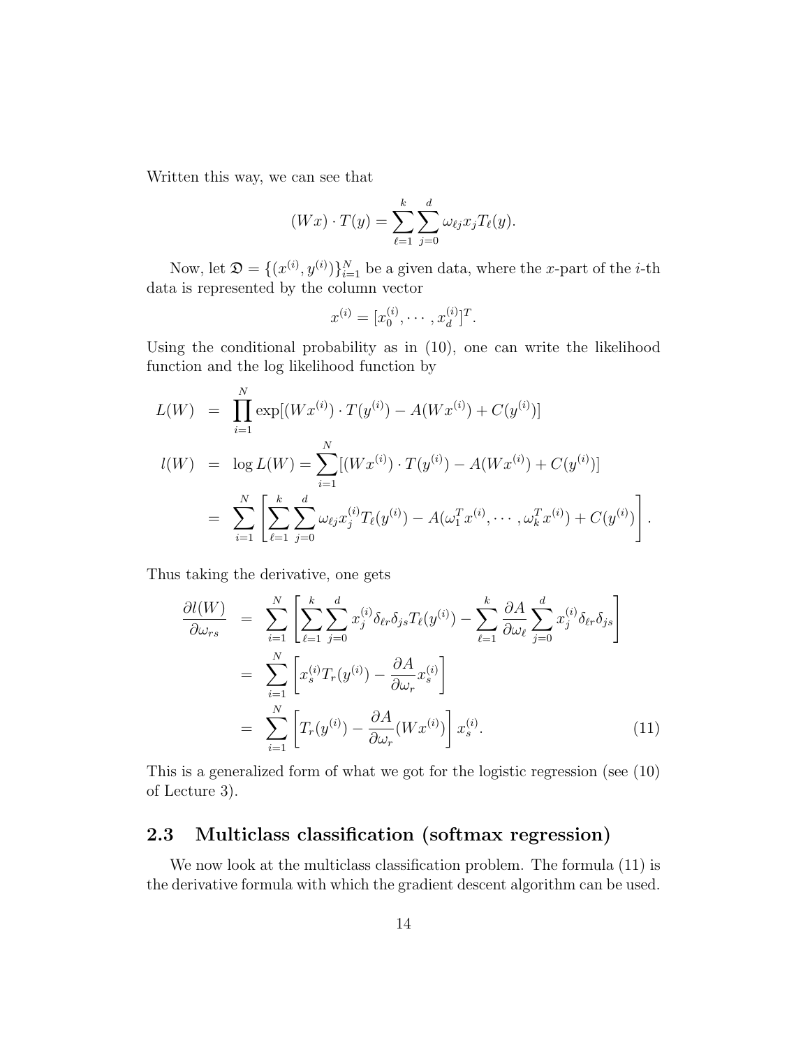Written this way, we can see that

$$(Wx) \cdot T(y) = \sum_{\ell=1}^{k} \sum_{j=0}^{d} \omega_{\ell j} x_j T_\ell(y).$$

Now, let $\mathfrak{D} = \{(x^{(i)}, y^{(i)})\}_{i=1}^N$ be a given data, where the $x$-part of the $i$-th data is represented by the column vector

$$x^{(i)} = [x_0^{(i)}, \cdots, x_d^{(i)}]^T.$$

Using the conditional probability as in (10), one can write the likelihood function and the log likelihood function by

$$\begin{aligned}
L(W) &= \prod_{i=1}^{N} \exp[(Wx^{(i)}) \cdot T(y^{(i)}) - A(Wx^{(i)}) + C(y^{(i)})] \\
l(W) &= \log L(W) = \sum_{i=1}^{N} [(Wx^{(i)}) \cdot T(y^{(i)}) - A(Wx^{(i)}) + C(y^{(i)})] \\
&= \sum_{i=1}^{N} \left[ \sum_{\ell=1}^{k} \sum_{j=0}^{d} \omega_{\ell j} x_j^{(i)} T_\ell(y^{(i)}) - A(\omega_1^T x^{(i)}, \cdots, \omega_k^T x^{(i)}) + C(y^{(i)}) \right].
\end{aligned}$$

Thus taking the derivative, one gets

$$\begin{aligned}
\frac{\partial l(W)}{\partial \omega_{rs}} &= \sum_{i=1}^{N} \left[ \sum_{\ell=1}^{k} \sum_{j=0}^{d} x_j^{(i)} \delta_{\ell r} \delta_{js} T_\ell(y^{(i)}) - \sum_{\ell=1}^{k} \frac{\partial A}{\partial \omega_\ell} \sum_{j=0}^{d} x_j^{(i)} \delta_{\ell r} \delta_{js} \right] \\
&= \sum_{i=1}^{N} \left[ x_s^{(i)} T_r(y^{(i)}) - \frac{\partial A}{\partial \omega_r} x_s^{(i)} \right] \\
&= \sum_{i=1}^{N} \left[ T_r(y^{(i)}) - \frac{\partial A}{\partial \omega_r}(Wx^{(i)}) \right] x_s^{(i)}. \qquad (11)
\end{aligned}$$

This is a generalized form of what we got for the logistic regression (see (10) of Lecture 3).

## 2.3 Multiclass classification (softmax regression)

We now look at the multiclass classification problem. The formula (11) is the derivative formula with which the gradient descent algorithm can be used.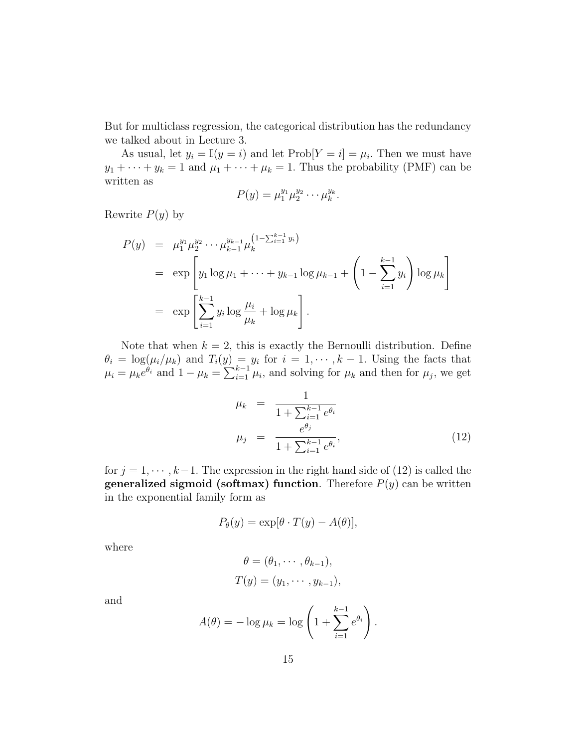But for multiclass regression, the categorical distribution has the redundancy we talked about in Lecture 3.

As usual, let $y_i = \mathbb{I}(y = i)$ and let $\text{Prob}[Y = i] = \mu_i$. Then we must have $y_1 + \cdots + y_k = 1$ and $\mu_1 + \cdots + \mu_k = 1$. Thus the probability (PMF) can be written as

$$P(y) = \mu_1^{y_1} \mu_2^{y_2} \cdots \mu_k^{y_k}.$$

Rewrite $P(y)$ by

$$\begin{aligned}
P(y) &= \mu_1^{y_1} \mu_2^{y_2} \cdots \mu_{k-1}^{y_{k-1}} \mu_k^{\left(1 - \sum_{i=1}^{k-1} y_i\right)} \\
&= \exp\left[ y_1 \log \mu_1 + \cdots + y_{k-1} \log \mu_{k-1} + \left(1 - \sum_{i=1}^{k-1} y_i\right) \log \mu_k \right] \\
&= \exp\left[ \sum_{i=1}^{k-1} y_i \log \frac{\mu_i}{\mu_k} + \log \mu_k \right].
\end{aligned}$$

Note that when $k = 2$, this is exactly the Bernoulli distribution. Define $\theta_i = \log(\mu_i/\mu_k)$ and $T_i(y) = y_i$ for $i = 1, \cdots, k-1$. Using the facts that $\mu_i = \mu_k e^{\theta_i}$ and $1 - \mu_k = \sum_{i=1}^{k-1} \mu_i$, and solving for $\mu_k$ and then for $\mu_j$, we get

$$\begin{aligned}
\mu_k &= \frac{1}{1 + \sum_{i=1}^{k-1} e^{\theta_i}} \\
\mu_j &= \frac{e^{\theta_j}}{1 + \sum_{i=1}^{k-1} e^{\theta_i}},
\end{aligned} \tag{12}$$

for $j = 1, \cdots, k-1$. The expression in the right hand side of (12) is called the **generalized sigmoid (softmax) function**. Therefore $P(y)$ can be written in the exponential family form as

$$P_\theta(y) = \exp[\theta \cdot T(y) - A(\theta)],$$

where

$$\theta = (\theta_1, \cdots, \theta_{k-1}),$$

$$T(y) = (y_1, \cdots, y_{k-1}),$$

and

$$A(\theta) = -\log \mu_k = \log\left(1 + \sum_{i=1}^{k-1} e^{\theta_i}\right).$$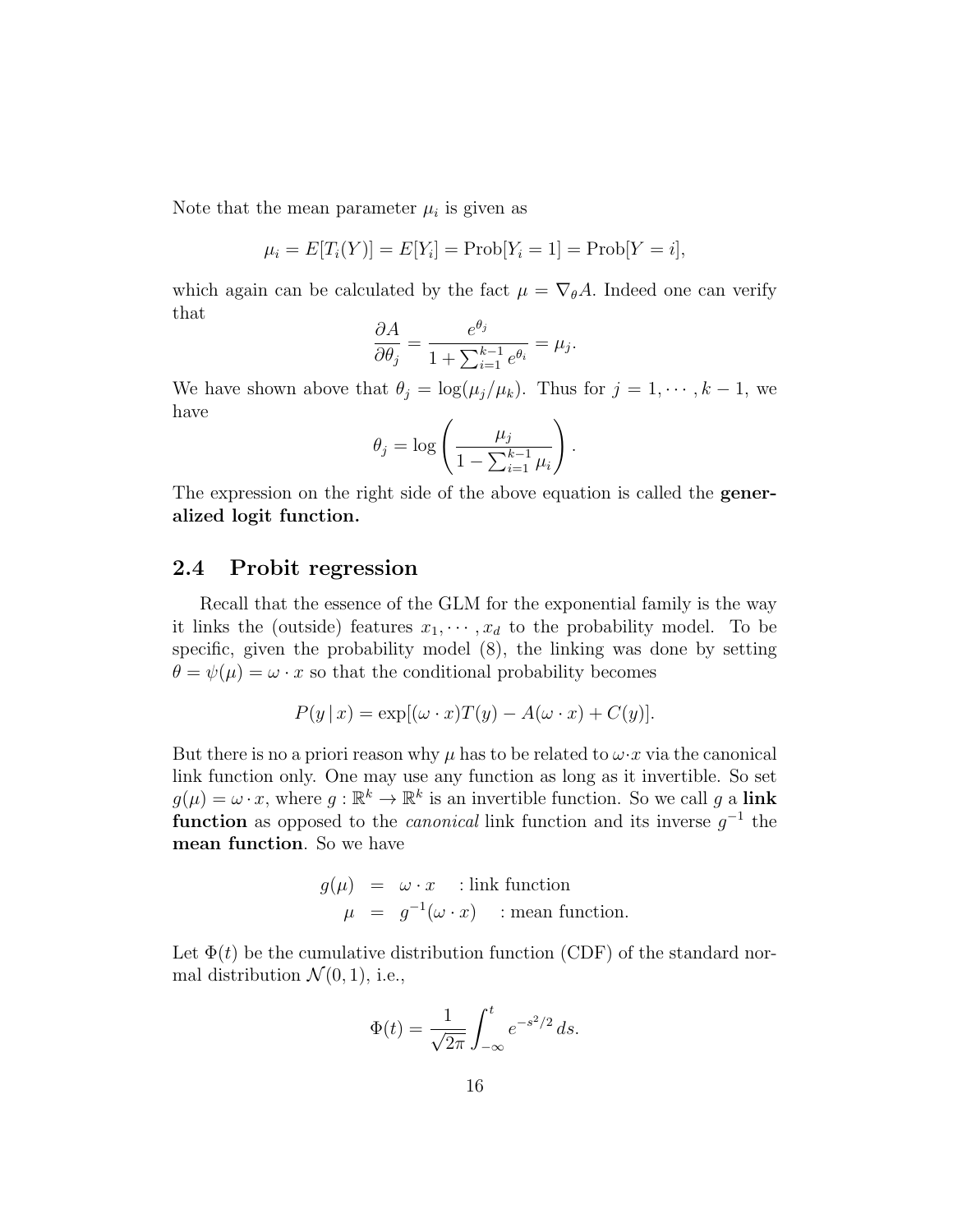Note that the mean parameter $\mu_i$ is given as

$$\mu_i = E[T_i(Y)] = E[Y_i] = \text{Prob}[Y_i = 1] = \text{Prob}[Y = i],$$

which again can be calculated by the fact $\mu = \nabla_\theta A$. Indeed one can verify that

$$\frac{\partial A}{\partial \theta_j} = \frac{e^{\theta_j}}{1 + \sum_{i=1}^{k-1} e^{\theta_i}} = \mu_j.$$

We have shown above that $\theta_j = \log(\mu_j/\mu_k)$. Thus for $j = 1, \cdots, k-1$, we have

$$\theta_j = \log\left(\frac{\mu_j}{1 - \sum_{i=1}^{k-1} \mu_i}\right).$$

The expression on the right side of the above equation is called the **generalized logit function.**

## 2.4 Probit regression

Recall that the essence of the GLM for the exponential family is the way it links the (outside) features $x_1, \cdots, x_d$ to the probability model. To be specific, given the probability model (8), the linking was done by setting $\theta = \psi(\mu) = \omega \cdot x$ so that the conditional probability becomes

$$P(y \,|\, x) = \exp[(\omega \cdot x)T(y) - A(\omega \cdot x) + C(y)].$$

But there is no a priori reason why $\mu$ has to be related to $\omega \cdot x$ via the canonical link function only. One may use any function as long as it invertible. So set $g(\mu) = \omega \cdot x$, where $g : \mathbb{R}^k \to \mathbb{R}^k$ is an invertible function. So we call $g$ a **link function** as opposed to the *canonical* link function and its inverse $g^{-1}$ the **mean function**. So we have

$$\begin{aligned} g(\mu) &= \omega \cdot x \quad &: \text{link function} \\ \mu &= g^{-1}(\omega \cdot x) \quad &: \text{mean function.} \end{aligned}$$

Let $\Phi(t)$ be the cumulative distribution function (CDF) of the standard normal distribution $\mathcal{N}(0, 1)$, i.e.,

$$\Phi(t) = \frac{1}{\sqrt{2\pi}} \int_{-\infty}^{t} e^{-s^2/2}\, ds.$$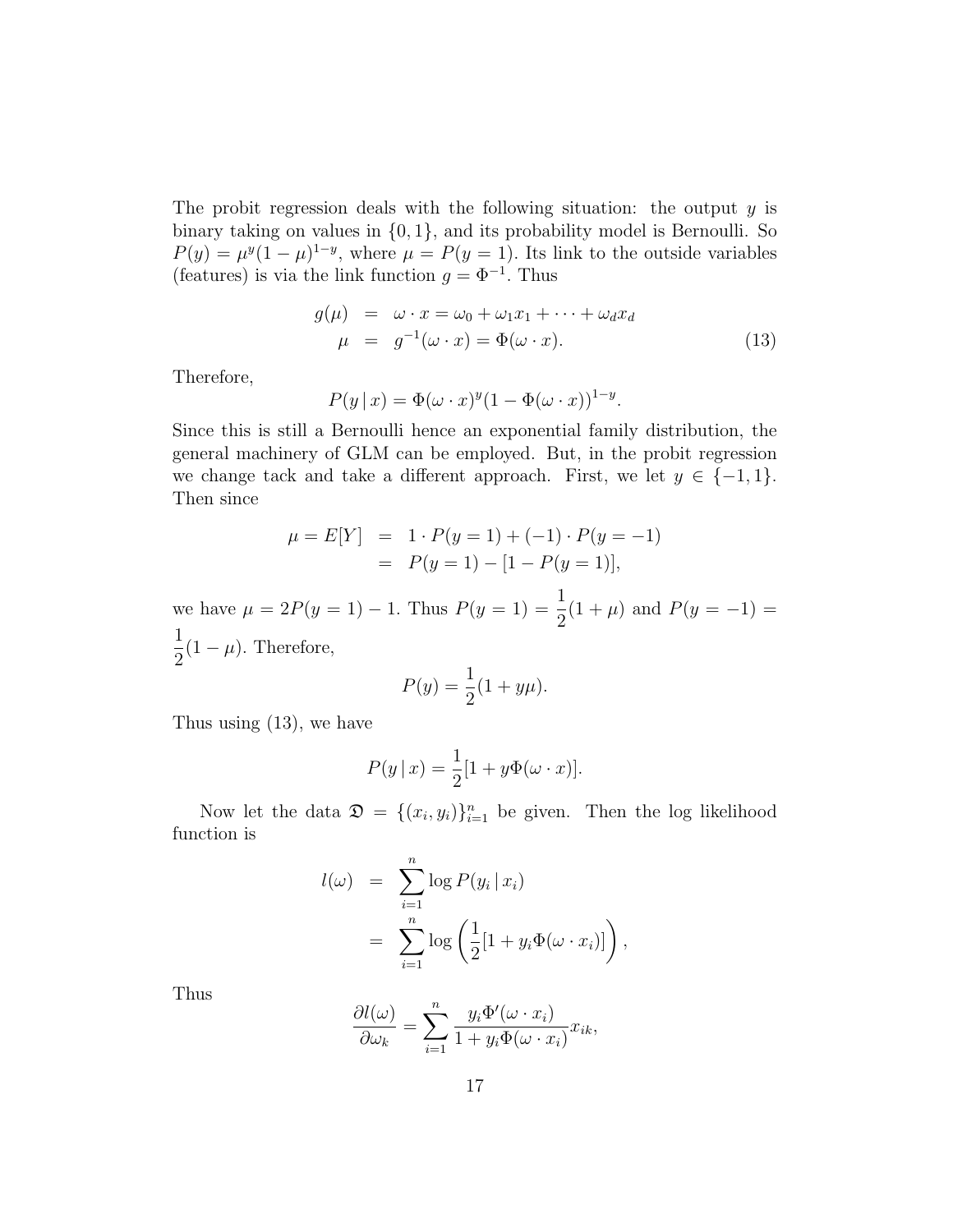The probit regression deals with the following situation: the output $y$ is binary taking on values in $\{0, 1\}$, and its probability model is Bernoulli. So $P(y) = \mu^y(1-\mu)^{1-y}$, where $\mu = P(y = 1)$. Its link to the outside variables (features) is via the link function $g = \Phi^{-1}$. Thus

$$
\begin{aligned}
g(\mu) &= \omega \cdot x = \omega_0 + \omega_1 x_1 + \cdots + \omega_d x_d \\
\mu &= g^{-1}(\omega \cdot x) = \Phi(\omega \cdot x).
\end{aligned} \tag{13}
$$

Therefore,

$$
P(y \,|\, x) = \Phi(\omega \cdot x)^y (1 - \Phi(\omega \cdot x))^{1-y}.
$$

Since this is still a Bernoulli hence an exponential family distribution, the general machinery of GLM can be employed. But, in the probit regression we change tack and take a different approach. First, we let $y \in \{-1, 1\}$. Then since

$$
\begin{aligned}
\mu = E[Y] &= 1 \cdot P(y = 1) + (-1) \cdot P(y = -1) \\
&= P(y = 1) - [1 - P(y = 1)],
\end{aligned}
$$

we have $\mu = 2P(y = 1) - 1$. Thus $P(y = 1) = \dfrac{1}{2}(1 + \mu)$ and $P(y = -1) = \dfrac{1}{2}(1 - \mu)$. Therefore,

$$
P(y) = \frac{1}{2}(1 + y\mu).
$$

Thus using (13), we have

$$
P(y \,|\, x) = \frac{1}{2}[1 + y\Phi(\omega \cdot x)].
$$

Now let the data $\mathfrak{D} = \{(x_i, y_i)\}_{i=1}^n$ be given. Then the log likelihood function is

$$
\begin{aligned}
l(\omega) &= \sum_{i=1}^n \log P(y_i \,|\, x_i) \\
&= \sum_{i=1}^n \log \left( \frac{1}{2}[1 + y_i \Phi(\omega \cdot x_i)] \right),
\end{aligned}
$$

Thus

$$
\frac{\partial l(\omega)}{\partial \omega_k} = \sum_{i=1}^n \frac{y_i \Phi'(\omega \cdot x_i)}{1 + y_i \Phi(\omega \cdot x_i)} x_{ik},
$$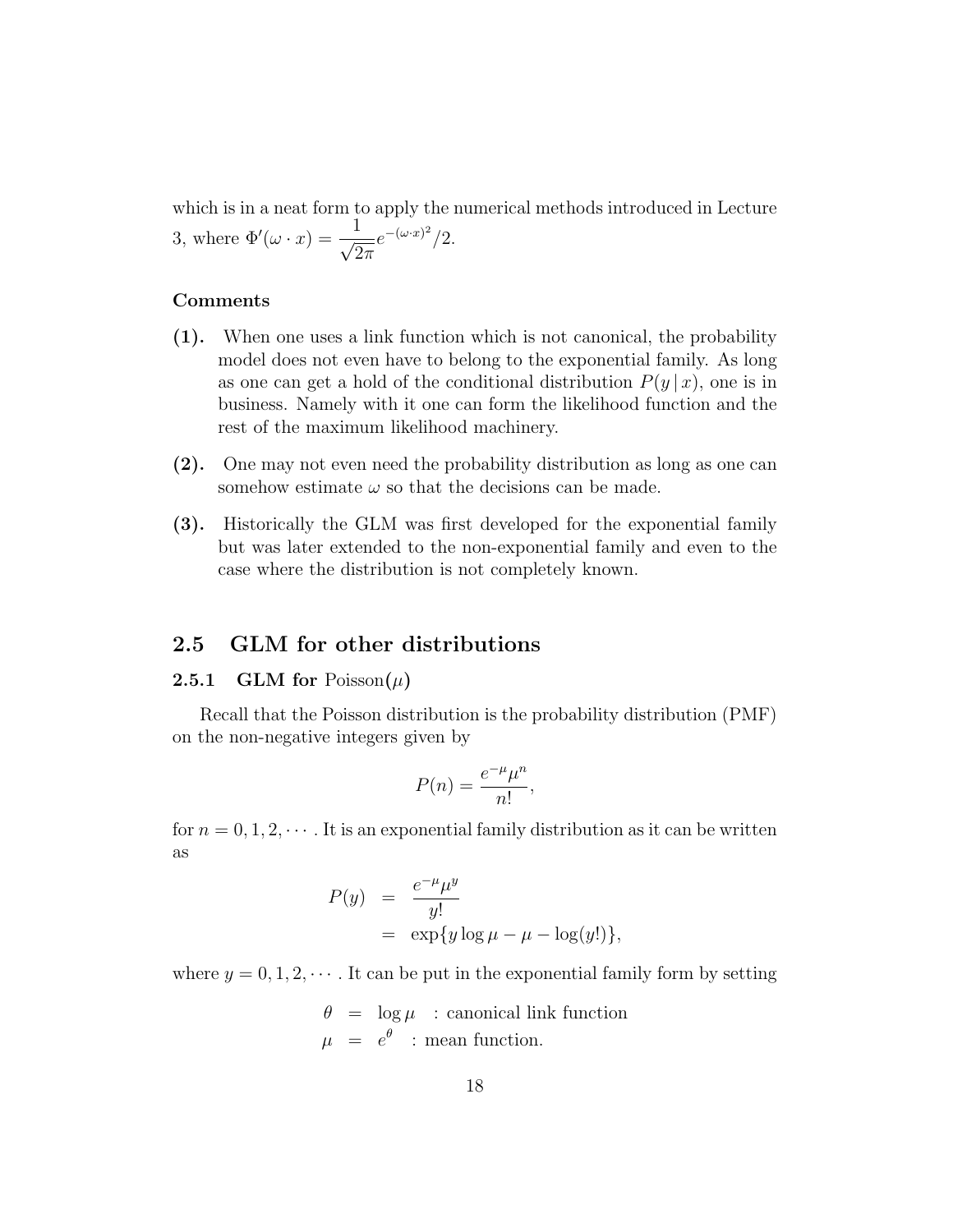which is in a neat form to apply the numerical methods introduced in Lecture 3, where $\Phi'(\omega \cdot x) = \dfrac{1}{\sqrt{2\pi}} e^{-(\omega \cdot x)^2}/2$.

**Comments**

**(1).** When one uses a link function which is not canonical, the probability model does not even have to belong to the exponential family. As long as one can get a hold of the conditional distribution $P(y \,|\, x)$, one is in business. Namely with it one can form the likelihood function and the rest of the maximum likelihood machinery.

**(2).** One may not even need the probability distribution as long as one can somehow estimate $\omega$ so that the decisions can be made.

**(3).** Historically the GLM was first developed for the exponential family but was later extended to the non-exponential family and even to the case where the distribution is not completely known.

## 2.5 GLM for other distributions

### 2.5.1 GLM for Poisson($\mu$)

Recall that the Poisson distribution is the probability distribution (PMF) on the non-negative integers given by

$$P(n) = \frac{e^{-\mu}\mu^n}{n!},$$

for $n = 0, 1, 2, \cdots$. It is an exponential family distribution as it can be written as

$$\begin{aligned} P(y) &= \frac{e^{-\mu}\mu^y}{y!} \\ &= \exp\{y \log \mu - \mu - \log(y!)\}, \end{aligned}$$

where $y = 0, 1, 2, \cdots$. It can be put in the exponential family form by setting

$$\begin{aligned} \theta &= \log \mu \quad : \text{canonical link function} \\ \mu &= e^{\theta} \quad : \text{mean function.} \end{aligned}$$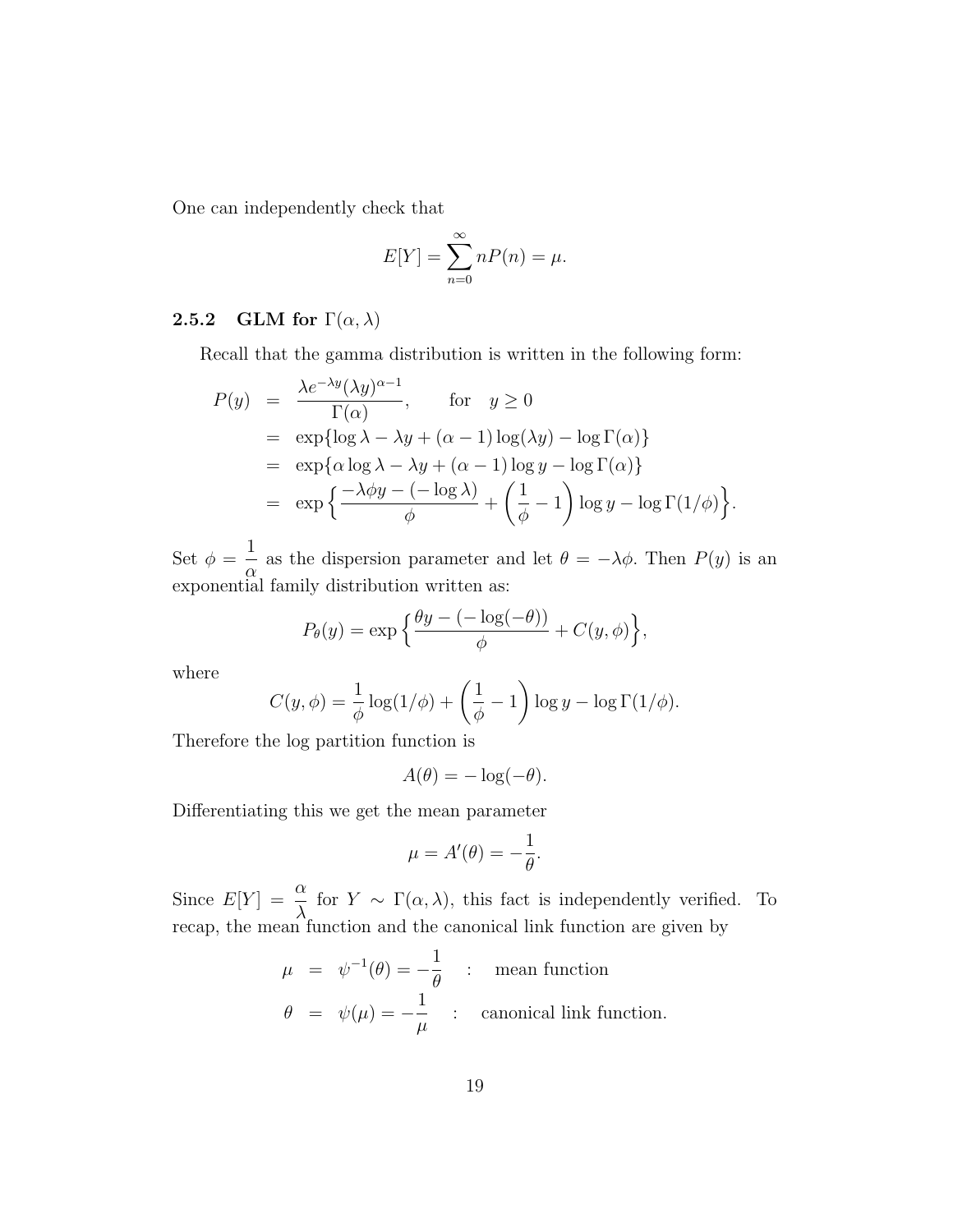One can independently check that

$$E[Y] = \sum_{n=0}^{\infty} nP(n) = \mu.$$

### 2.5.2 GLM for $\Gamma(\alpha, \lambda)$

Recall that the gamma distribution is written in the following form:

$$
\begin{aligned}
P(y) &= \frac{\lambda e^{-\lambda y}(\lambda y)^{\alpha-1}}{\Gamma(\alpha)}, \qquad \text{for} \quad y \geq 0 \\
&= \exp\{\log \lambda - \lambda y + (\alpha - 1)\log(\lambda y) - \log \Gamma(\alpha)\} \\
&= \exp\{\alpha \log \lambda - \lambda y + (\alpha - 1)\log y - \log \Gamma(\alpha)\} \\
&= \exp\Big\{\frac{-\lambda \phi y - (-\log \lambda)}{\phi} + \left(\frac{1}{\phi} - 1\right)\log y - \log \Gamma(1/\phi)\Big\}.
\end{aligned}
$$

Set $\phi = \dfrac{1}{\alpha}$ as the dispersion parameter and let $\theta = -\lambda\phi$. Then $P(y)$ is an exponential family distribution written as:

$$P_\theta(y) = \exp\Big\{\frac{\theta y - (-\log(-\theta))}{\phi} + C(y, \phi)\Big\},$$

where

$$C(y, \phi) = \frac{1}{\phi}\log(1/\phi) + \left(\frac{1}{\phi} - 1\right)\log y - \log \Gamma(1/\phi).$$

Therefore the log partition function is

$$A(\theta) = -\log(-\theta).$$

Differentiating this we get the mean parameter

$$\mu = A'(\theta) = -\frac{1}{\theta}.$$

Since $E[Y] = \dfrac{\alpha}{\lambda}$ for $Y \sim \Gamma(\alpha, \lambda)$, this fact is independently verified. To recap, the mean function and the canonical link function are given by

$$
\begin{aligned}
\mu &= \psi^{-1}(\theta) = -\frac{1}{\theta} \quad &: \quad \text{mean function} \\
\theta &= \psi(\mu) = -\frac{1}{\mu} \quad &: \quad \text{canonical link function.}
\end{aligned}
$$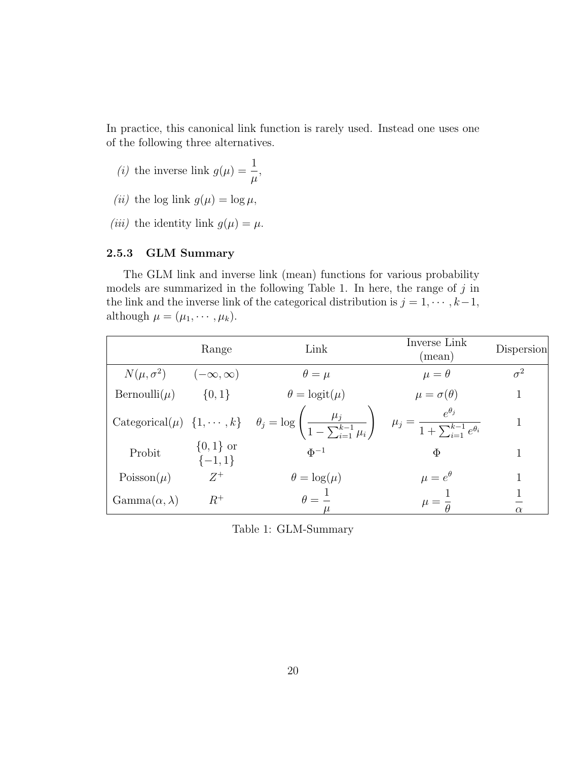In practice, this canonical link function is rarely used. Instead one uses one of the following three alternatives.

*(i)* the inverse link $g(\mu) = \dfrac{1}{\mu}$,

*(ii)* the log link $g(\mu) = \log \mu$,

*(iii)* the identity link $g(\mu) = \mu$.

### 2.5.3 GLM Summary

The GLM link and inverse link (mean) functions for various probability models are summarized in the following Table 1. In here, the range of $j$ in the link and the inverse link of the categorical distribution is $j = 1, \cdots, k-1$, although $\mu = (\mu_1, \cdots, \mu_k)$.

| | Range | Link | Inverse Link (mean) | Dispersion |
|---|---|---|---|---|
| $N(\mu, \sigma^2)$ | $(-\infty, \infty)$ | $\theta = \mu$ | $\mu = \theta$ | $\sigma^2$ |
| Bernoulli($\mu$) | $\{0, 1\}$ | $\theta = \text{logit}(\mu)$ | $\mu = \sigma(\theta)$ | 1 |
| Categorical($\mu$) | $\{1, \cdots, k\}$ | $\theta_j = \log\left(\dfrac{\mu_j}{1 - \sum_{i=1}^{k-1} \mu_i}\right)$ | $\mu_j = \dfrac{e^{\theta_j}}{1 + \sum_{i=1}^{k-1} e^{\theta_i}}$ | 1 |
| Probit | $\{0, 1\}$ or $\{-1, 1\}$ | $\Phi^{-1}$ | $\Phi$ | 1 |
| Poisson($\mu$) | $Z^+$ | $\theta = \log(\mu)$ | $\mu = e^{\theta}$ | 1 |
| Gamma($\alpha, \lambda$) | $R^+$ | $\theta = \dfrac{1}{\mu}$ | $\mu = \dfrac{1}{\theta}$ | $\dfrac{1}{\alpha}$ |

Table 1: GLM-Summary